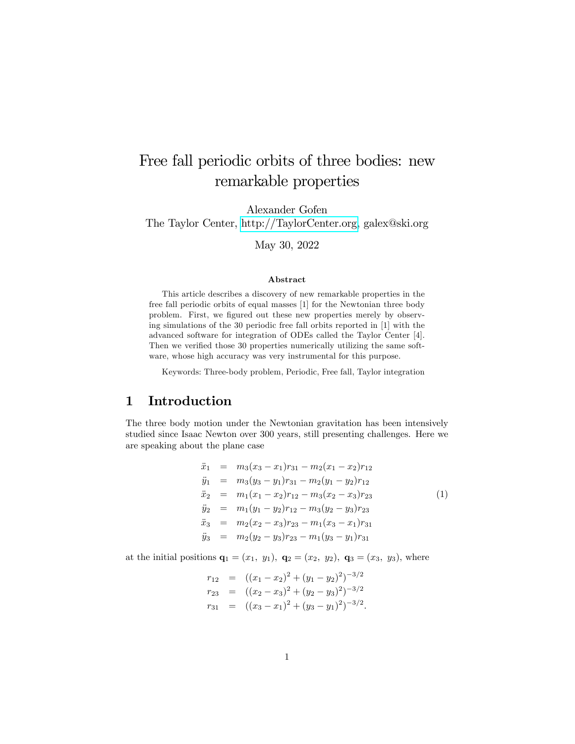# Free fall periodic orbits of three bodies: new remarkable properties

Alexander Gofen

The Taylor Center, http://TaylorCenter.org, galex@ski.org

May 30, 2022

### Abstract

This article describes a discovery of new remarkable properties in the free fall periodic orbits of equal masses [1] for the Newtonian three body problem. First, we figured out these new properties merely by observing simulations of the 30 periodic free fall orbits reported in [1] with the advanced software for integration of ODEs called the Taylor Center [4]. Then we verified those 30 properties numerically utilizing the same software, whose high accuracy was very instrumental for this purpose.

Keywords: Three-body problem, Periodic, Free fall, Taylor integration

## 1 Introduction

The three body motion under the Newtonian gravitation has been intensively studied since Isaac Newton over 300 years, still presenting challenges. Here we are speaking about the plane case

$$
\begin{aligned}
\ddot{x}_1 &= m_3(x_3 - x_1)r_{31} - m_2(x_1 - x_2)r_{12} \\
\ddot{y}_1 &= m_3(y_3 - y_1)r_{31} - m_2(y_1 - y_2)r_{12} \\
\ddot{x}_2 &= m_1(x_1 - x_2)r_{12} - m_3(x_2 - x_3)r_{23} \\
\ddot{y}_2 &= m_1(y_1 - y_2)r_{12} - m_3(y_2 - y_3)r_{23} \\
\ddot{x}_3 &= m_2(x_2 - x_3)r_{23} - m_1(x_3 - x_1)r_{31} \\
\ddot{y}_3 &= m_2(y_2 - y_3)r_{23} - m_1(y_3 - y_1)r_{31}
\end{aligned}
\tag{1}
$$

at the initial positions $\mathbf{q}_1 = (x_1,\ y_1),\ \mathbf{q}_2 = (x_2,\ y_2),\ \mathbf{q}_3 = (x_3,\ y_3)$, where

$$
\begin{aligned}
r_{12} &= ((x_1 - x_2)^2 + (y_1 - y_2)^2)^{-3/2} \\
r_{23} &= ((x_2 - x_3)^2 + (y_2 - y_3)^2)^{-3/2} \\
r_{31} &= ((x_3 - x_1)^2 + (y_3 - y_1)^2)^{-3/2}.
\end{aligned}
$$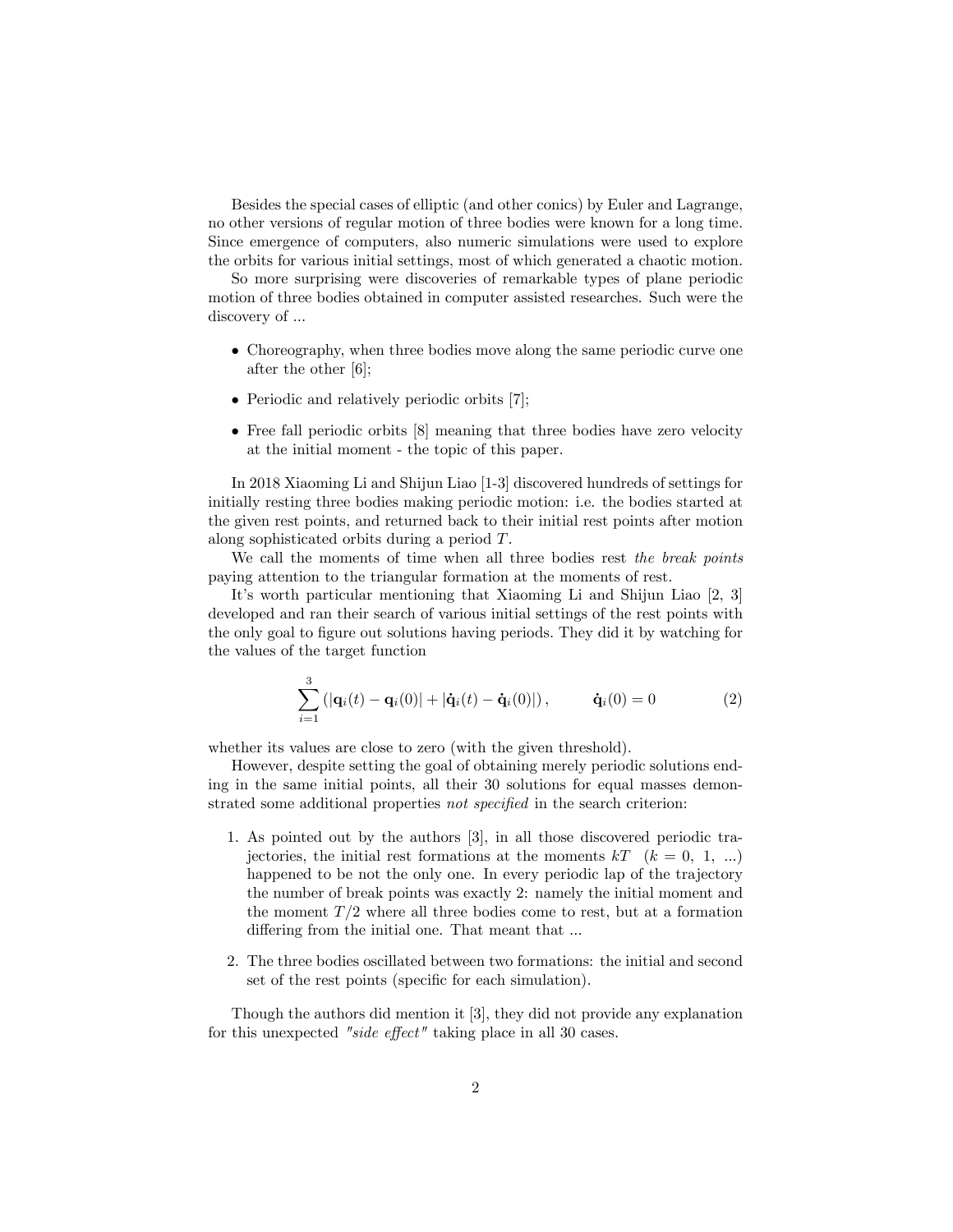Besides the special cases of elliptic (and other conics) by Euler and Lagrange, no other versions of regular motion of three bodies were known for a long time. Since emergence of computers, also numeric simulations were used to explore the orbits for various initial settings, most of which generated a chaotic motion.

So more surprising were discoveries of remarkable types of plane periodic motion of three bodies obtained in computer assisted researches. Such were the discovery of ...

- Choreography, when three bodies move along the same periodic curve one after the other [6];
- Periodic and relatively periodic orbits [7];
- Free fall periodic orbits [8] meaning that three bodies have zero velocity at the initial moment - the topic of this paper.

In 2018 Xiaoming Li and Shijun Liao [1-3] discovered hundreds of settings for initially resting three bodies making periodic motion: i.e. the bodies started at the given rest points, and returned back to their initial rest points after motion along sophisticated orbits during a period $T$.

We call the moments of time when all three bodies rest *the break points* paying attention to the triangular formation at the moments of rest.

It's worth particular mentioning that Xiaoming Li and Shijun Liao [2, 3] developed and ran their search of various initial settings of the rest points with the only goal to figure out solutions having periods. They did it by watching for the values of the target function

$$\sum_{i=1}^{3} \left( |\mathbf{q}_i(t) - \mathbf{q}_i(0)| + |\dot{\mathbf{q}}_i(t) - \dot{\mathbf{q}}_i(0)| \right), \qquad \dot{\mathbf{q}}_i(0) = 0 \tag{2}$$

whether its values are close to zero (with the given threshold).

However, despite setting the goal of obtaining merely periodic solutions ending in the same initial points, all their 30 solutions for equal masses demonstrated some additional properties *not specified* in the search criterion:

1. As pointed out by the authors [3], in all those discovered periodic trajectories, the initial rest formations at the moments $kT$ $(k = 0,\ 1,\ \ldots)$ happened to be not the only one. In every periodic lap of the trajectory the number of break points was exactly 2: namely the initial moment and the moment $T/2$ where all three bodies come to rest, but at a formation differing from the initial one. That meant that ...
2. The three bodies oscillated between two formations: the initial and second set of the rest points (specific for each simulation).

Though the authors did mention it [3], they did not provide any explanation for this unexpected *"side effect"* taking place in all 30 cases.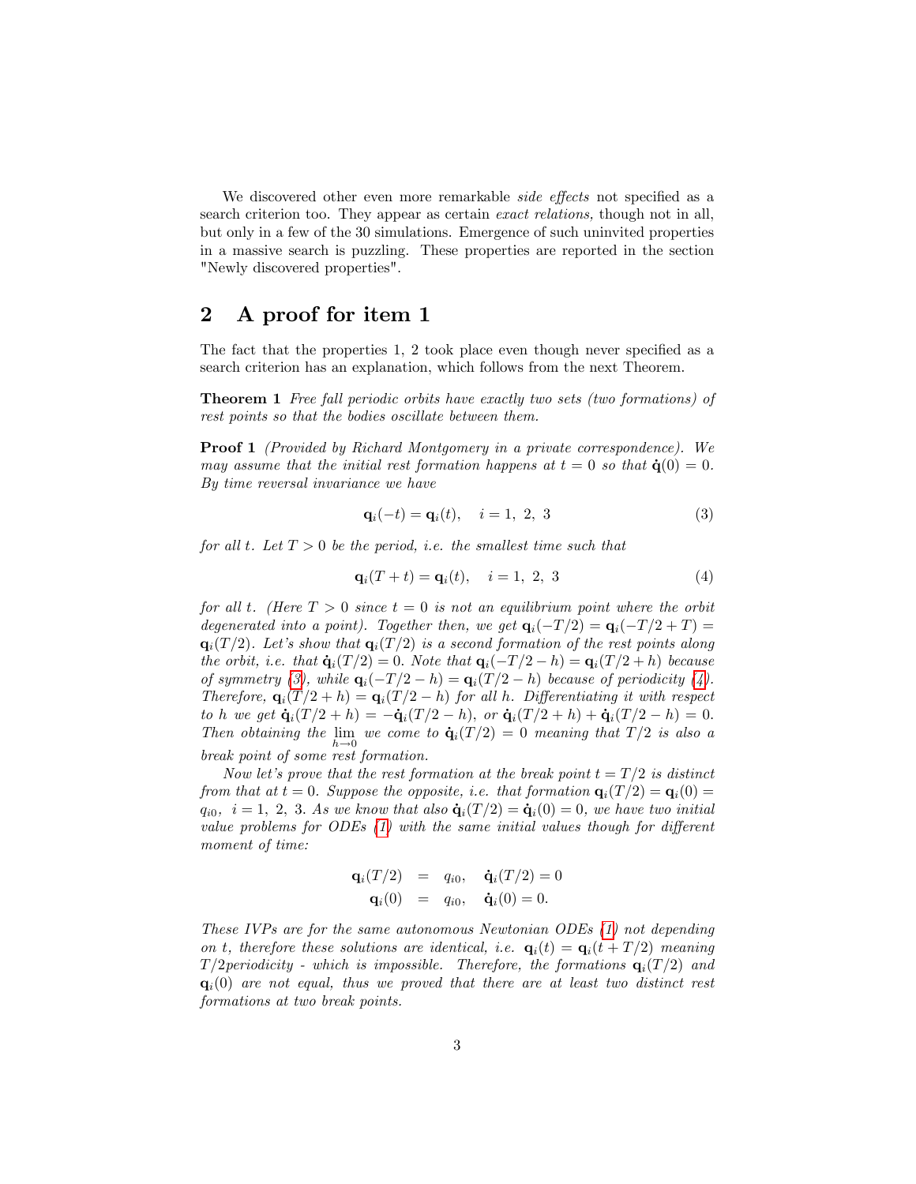We discovered other even more remarkable *side effects* not specified as a search criterion too. They appear as certain *exact relations,* though not in all, but only in a few of the 30 simulations. Emergence of such uninvited properties in a massive search is puzzling. These properties are reported in the section "Newly discovered properties".

## 2 A proof for item 1

The fact that the properties 1, 2 took place even though never specified as a search criterion has an explanation, which follows from the next Theorem.

**Theorem 1** *Free fall periodic orbits have exactly two sets (two formations) of rest points so that the bodies oscillate between them.*

**Proof 1** *(Provided by Richard Montgomery in a private correspondence). We may assume that the initial rest formation happens at $t = 0$ so that $\dot{\mathbf{q}}(0) = 0$. By time reversal invariance we have*

$$\mathbf{q}_i(-t) = \mathbf{q}_i(t), \quad i = 1,\ 2,\ 3 \tag{3}$$

*for all $t$. Let $T > 0$ be the period, i.e. the smallest time such that*

$$\mathbf{q}_i(T + t) = \mathbf{q}_i(t), \quad i = 1,\ 2,\ 3 \tag{4}$$

*for all $t$. (Here $T > 0$ since $t = 0$ is not an equilibrium point where the orbit degenerated into a point). Together then, we get $\mathbf{q}_i(-T/2) = \mathbf{q}_i(-T/2 + T) = \mathbf{q}_i(T/2)$. Let's show that $\mathbf{q}_i(T/2)$ is a second formation of the rest points along the orbit, i.e. that $\dot{\mathbf{q}}_i(T/2) = 0$. Note that $\mathbf{q}_i(-T/2 - h) = \mathbf{q}_i(T/2 + h)$ because of symmetry (3), while $\mathbf{q}_i(-T/2 - h) = \mathbf{q}_i(T/2 - h)$ because of periodicity (4). Therefore, $\mathbf{q}_i(T/2 + h) = \mathbf{q}_i(T/2 - h)$ for all $h$. Differentiating it with respect to $h$ we get $\dot{\mathbf{q}}_i(T/2 + h) = -\dot{\mathbf{q}}_i(T/2 - h)$, or $\dot{\mathbf{q}}_i(T/2 + h) + \dot{\mathbf{q}}_i(T/2 - h) = 0$. Then obtaining the $\lim\limits_{h \to 0}$ we come to $\dot{\mathbf{q}}_i(T/2) = 0$ meaning that $T/2$ is also a break point of some rest formation.*

*Now let's prove that the rest formation at the break point $t = T/2$ is distinct from that at $t = 0$. Suppose the opposite, i.e. that formation $\mathbf{q}_i(T/2) = \mathbf{q}_i(0) = q_{i0},\ i = 1,\ 2,\ 3$. As we know that also $\dot{\mathbf{q}}_i(T/2) = \dot{\mathbf{q}}_i(0) = 0$, we have two initial value problems for ODEs (1) with the same initial values though for different moment of time:*

$$\begin{aligned} \mathbf{q}_i(T/2) &= q_{i0}, \quad \dot{\mathbf{q}}_i(T/2) = 0 \\ \mathbf{q}_i(0) &= q_{i0}, \quad \dot{\mathbf{q}}_i(0) = 0. \end{aligned}$$

*These IVPs are for the same autonomous Newtonian ODEs (1) not depending on $t$, therefore these solutions are identical, i.e. $\mathbf{q}_i(t) = \mathbf{q}_i(t + T/2)$ meaning $T/2$periodicity - which is impossible. Therefore, the formations $\mathbf{q}_i(T/2)$ and $\mathbf{q}_i(0)$ are not equal, thus we proved that there are at least two distinct rest formations at two break points.*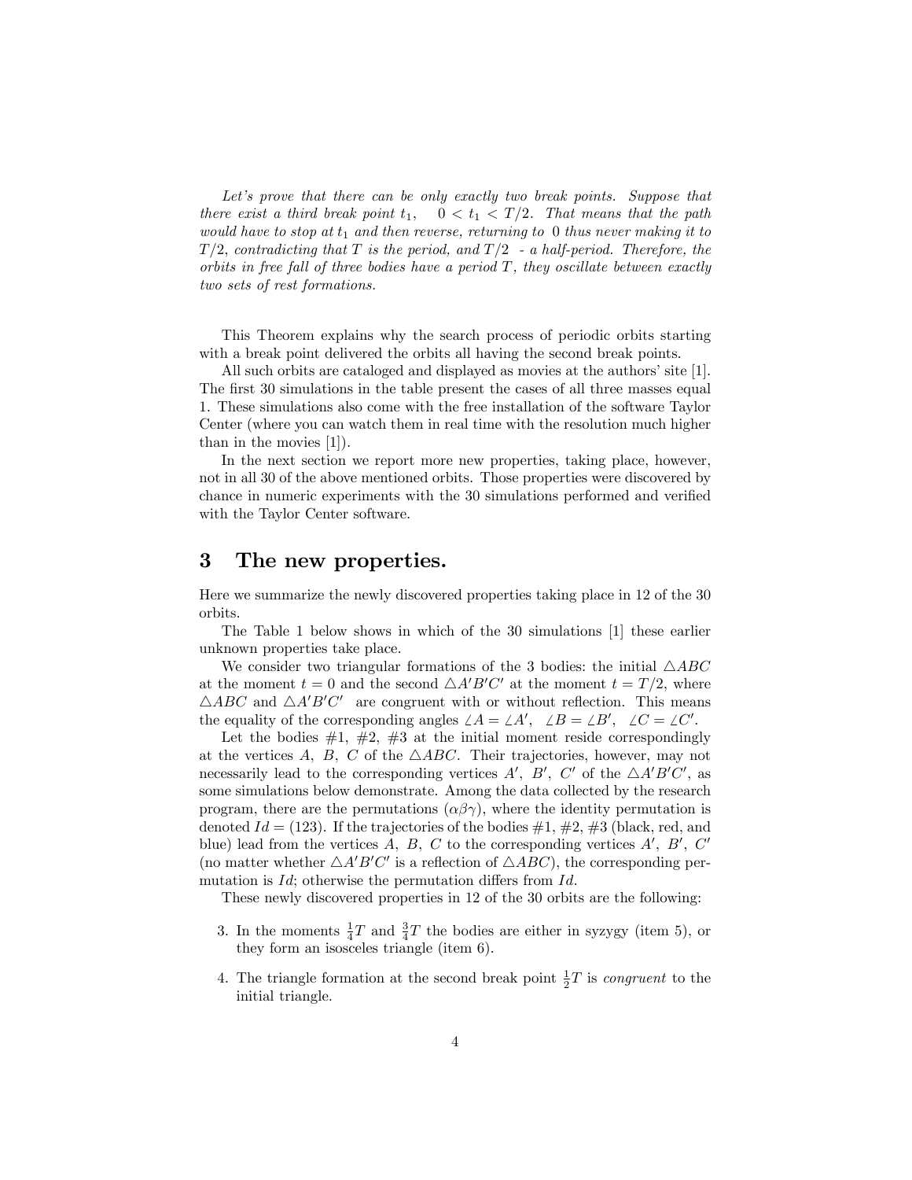*Let's prove that there can be only exactly two break points. Suppose that there exist a third break point $t_1$, $0 < t_1 < T/2$. That means that the path would have to stop at $t_1$ and then reverse, returning to 0 thus never making it to $T/2$, contradicting that $T$ is the period, and $T/2$ - a half-period. Therefore, the orbits in free fall of three bodies have a period $T$, they oscillate between exactly two sets of rest formations.*

This Theorem explains why the search process of periodic orbits starting with a break point delivered the orbits all having the second break points.

All such orbits are cataloged and displayed as movies at the authors' site [1]. The first 30 simulations in the table present the cases of all three masses equal 1. These simulations also come with the free installation of the software Taylor Center (where you can watch them in real time with the resolution much higher than in the movies [1]).

In the next section we report more new properties, taking place, however, not in all 30 of the above mentioned orbits. Those properties were discovered by chance in numeric experiments with the 30 simulations performed and verified with the Taylor Center software.

## 3 The new properties.

Here we summarize the newly discovered properties taking place in 12 of the 30 orbits.

The Table 1 below shows in which of the 30 simulations [1] these earlier unknown properties take place.

We consider two triangular formations of the 3 bodies: the initial $\triangle ABC$ at the moment $t = 0$ and the second $\triangle A'B'C'$ at the moment $t = T/2$, where $\triangle ABC$ and $\triangle A'B'C'$ are congruent with or without reflection. This means the equality of the corresponding angles $\angle A = \angle A'$, $\angle B = \angle B'$, $\angle C = \angle C'$.

Let the bodies #1, #2, #3 at the initial moment reside correspondingly at the vertices $A$, $B$, $C$ of the $\triangle ABC$. Their trajectories, however, may not necessarily lead to the corresponding vertices $A'$, $B'$, $C'$ of the $\triangle A'B'C'$, as some simulations below demonstrate. Among the data collected by the research program, there are the permutations $(\alpha\beta\gamma)$, where the identity permutation is denoted $Id = (123)$. If the trajectories of the bodies #1, #2, #3 (black, red, and blue) lead from the vertices $A$, $B$, $C$ to the corresponding vertices $A'$, $B'$, $C'$ (no matter whether $\triangle A'B'C'$ is a reflection of $\triangle ABC$), the corresponding permutation is $Id$; otherwise the permutation differs from $Id$.

These newly discovered properties in 12 of the 30 orbits are the following:

3. In the moments $\frac{1}{4}T$ and $\frac{3}{4}T$ the bodies are either in syzygy (item 5), or they form an isosceles triangle (item 6).

4. The triangle formation at the second break point $\frac{1}{2}T$ is *congruent* to the initial triangle.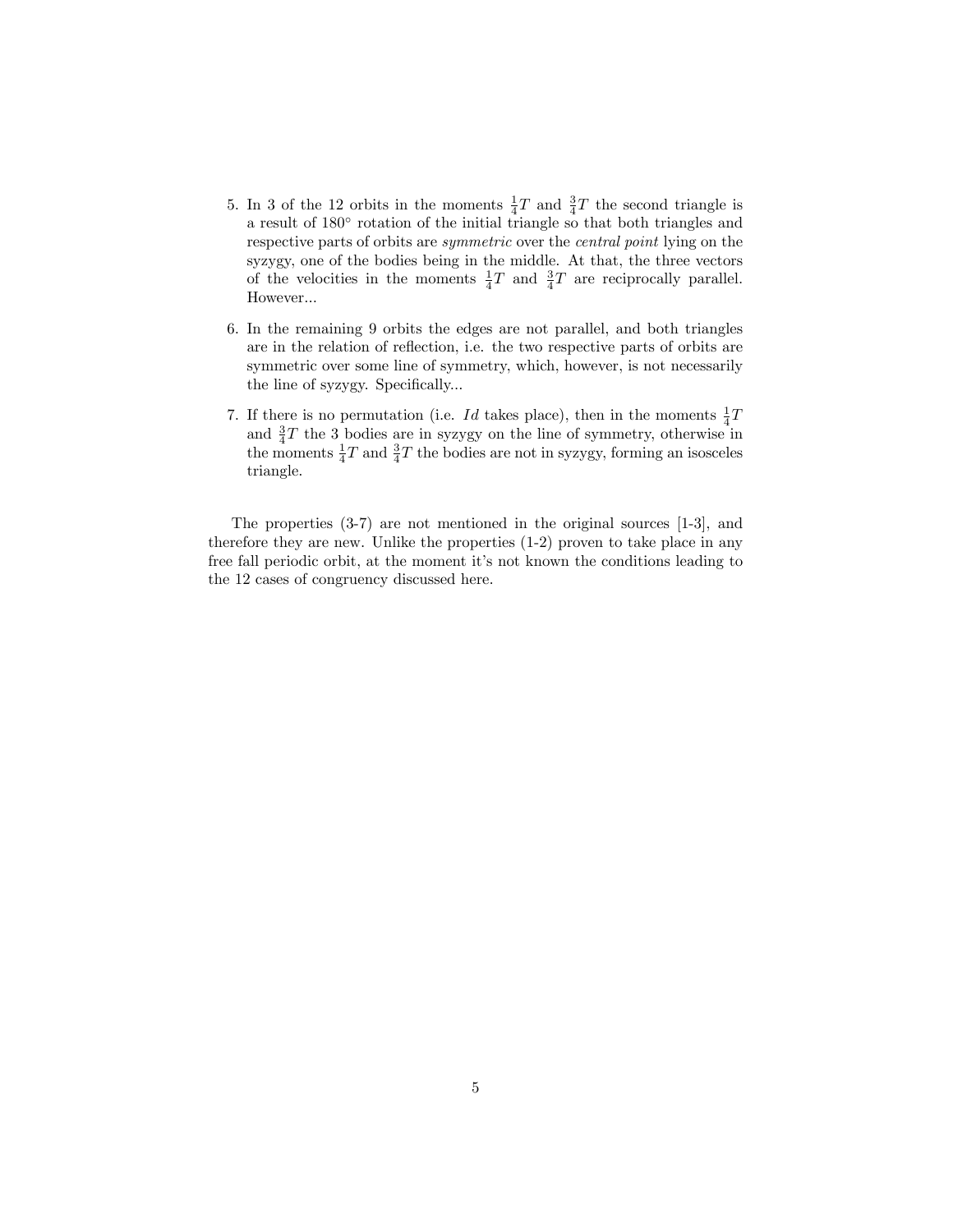5. In 3 of the 12 orbits in the moments $\frac{1}{4}T$ and $\frac{3}{4}T$ the second triangle is a result of 180° rotation of the initial triangle so that both triangles and respective parts of orbits are *symmetric* over the *central point* lying on the syzygy, one of the bodies being in the middle. At that, the three vectors of the velocities in the moments $\frac{1}{4}T$ and $\frac{3}{4}T$ are reciprocally parallel. However...

6. In the remaining 9 orbits the edges are not parallel, and both triangles are in the relation of reflection, i.e. the two respective parts of orbits are symmetric over some line of symmetry, which, however, is not necessarily the line of syzygy. Specifically...

7. If there is no permutation (i.e. $Id$ takes place), then in the moments $\frac{1}{4}T$ and $\frac{3}{4}T$ the 3 bodies are in syzygy on the line of symmetry, otherwise in the moments $\frac{1}{4}T$ and $\frac{3}{4}T$ the bodies are not in syzygy, forming an isosceles triangle.

The properties (3-7) are not mentioned in the original sources [1-3], and therefore they are new. Unlike the properties (1-2) proven to take place in any free fall periodic orbit, at the moment it's not known the conditions leading to the 12 cases of congruency discussed here.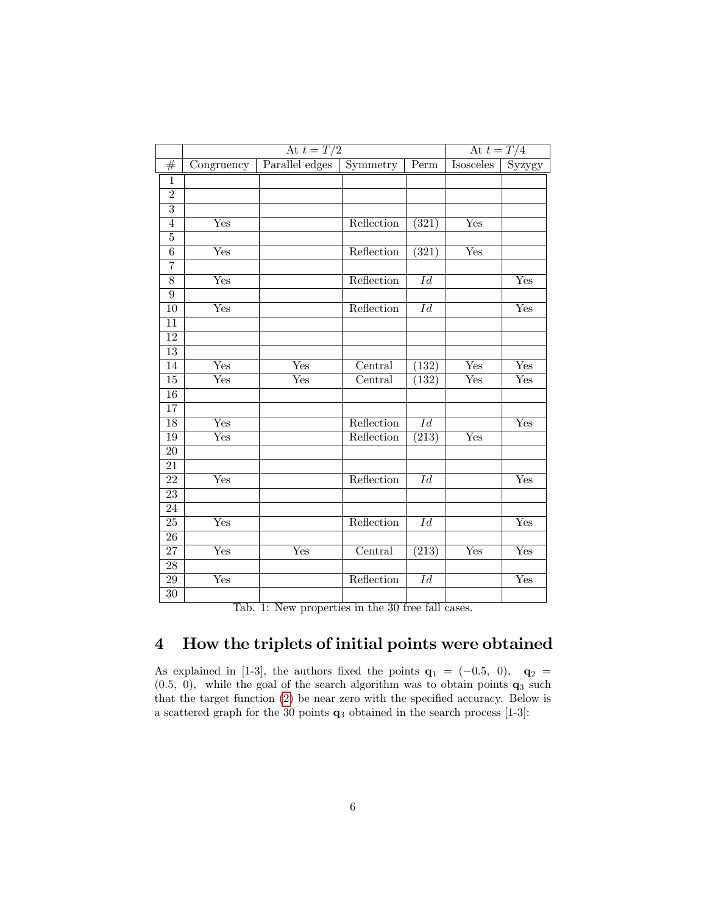| | At $t = T/2$ | | | | At $t = T/4$ | |
|---|---|---|---|---|---|---|
| # | Congruency | Parallel edges | Symmetry | Perm | Isosceles | Syzygy |
| 1 | | | | | | |
| 2 | | | | | | |
| 3 | | | | | | |
| 4 | Yes | | Reflection | (321) | Yes | |
| 5 | | | | | | |
| 6 | Yes | | Reflection | (321) | Yes | |
| 7 | | | | | | |
| 8 | Yes | | Reflection | $Id$ | | Yes |
| 9 | | | | | | |
| 10 | Yes | | Reflection | $Id$ | | Yes |
| 11 | | | | | | |
| 12 | | | | | | |
| 13 | | | | | | |
| 14 | Yes | Yes | Central | (132) | Yes | Yes |
| 15 | Yes | Yes | Central | (132) | Yes | Yes |
| 16 | | | | | | |
| 17 | | | | | | |
| 18 | Yes | | Reflection | $Id$ | | Yes |
| 19 | Yes | | Reflection | (213) | Yes | |
| 20 | | | | | | |
| 21 | | | | | | |
| 22 | Yes | | Reflection | $Id$ | | Yes |
| 23 | | | | | | |
| 24 | | | | | | |
| 25 | Yes | | Reflection | $Id$ | | Yes |
| 26 | | | | | | |
| 27 | Yes | Yes | Central | (213) | Yes | Yes |
| 28 | | | | | | |
| 29 | Yes | | Reflection | $Id$ | | Yes |
| 30 | | | | | | |

Tab. 1: New properties in the 30 free fall cases.

## 4 How the triplets of initial points were obtained

As explained in [1-3], the authors fixed the points $\mathbf{q}_1 = (-0.5,\ 0)$, $\mathbf{q}_2 = (0.5,\ 0)$, while the goal of the search algorithm was to obtain points $\mathbf{q}_3$ such that the target function (2) be near zero with the specified accuracy. Below is a scattered graph for the 30 points $\mathbf{q}_3$ obtained in the search process [1-3]: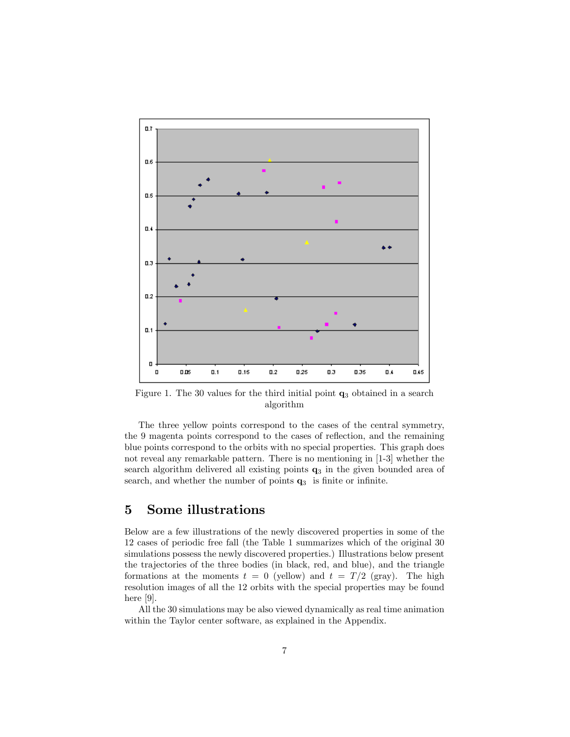Figure 1. The 30 values for the third initial point $\mathbf{q}_3$ obtained in a search algorithm

The three yellow points correspond to the cases of the central symmetry, the 9 magenta points correspond to the cases of reflection, and the remaining blue points correspond to the orbits with no special properties. This graph does not reveal any remarkable pattern. There is no mentioning in [1-3] whether the search algorithm delivered all existing points $\mathbf{q}_3$ in the given bounded area of search, and whether the number of points $\mathbf{q}_3$ is finite or infinite.

## 5 Some illustrations

Below are a few illustrations of the newly discovered properties in some of the 12 cases of periodic free fall (the Table 1 summarizes which of the original 30 simulations possess the newly discovered properties.) Illustrations below present the trajectories of the three bodies (in black, red, and blue), and the triangle formations at the moments $t = 0$ (yellow) and $t = T/2$ (gray). The high resolution images of all the 12 orbits with the special properties may be found here [9].

All the 30 simulations may be also viewed dynamically as real time animation within the Taylor center software, as explained in the Appendix.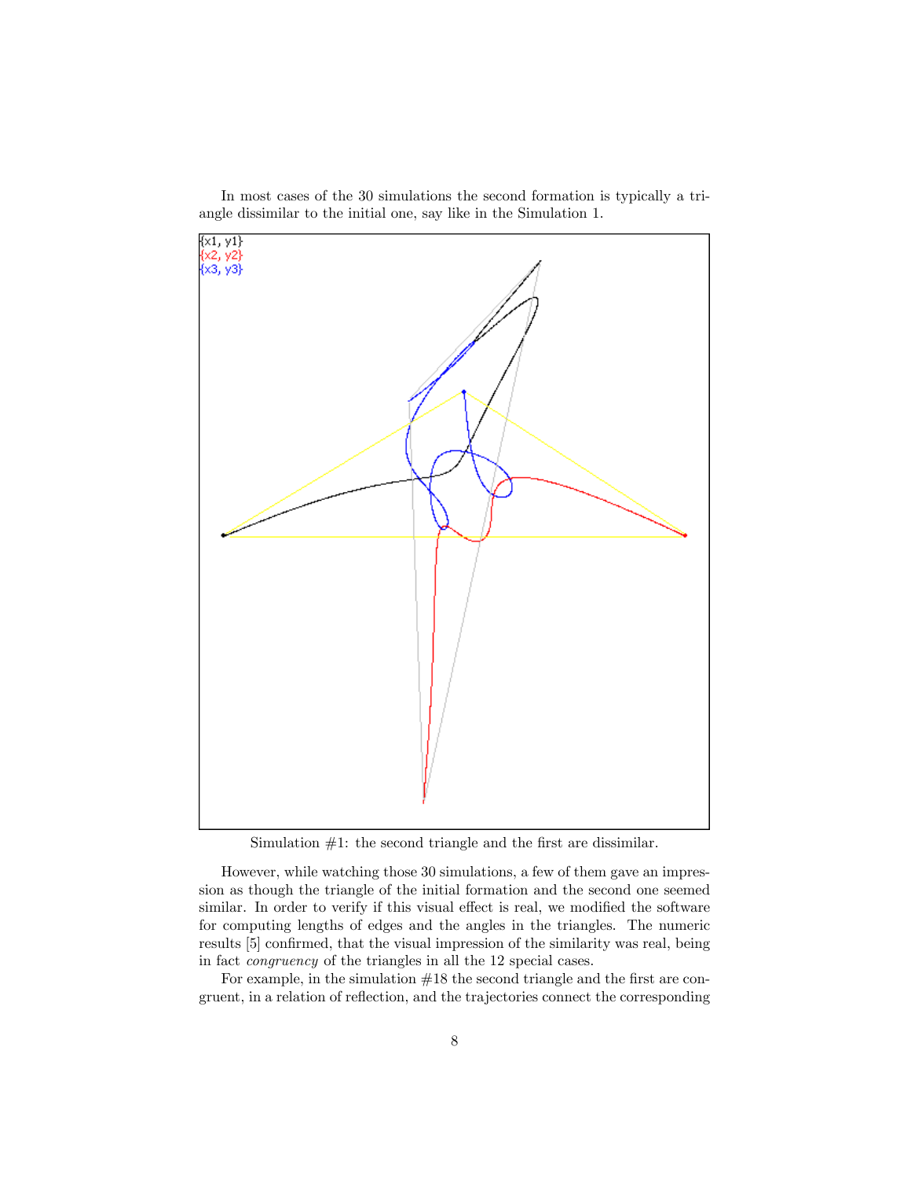In most cases of the 30 simulations the second formation is typically a triangle dissimilar to the initial one, say like in the Simulation 1.

Simulation #1: the second triangle and the first are dissimilar.

However, while watching those 30 simulations, a few of them gave an impression as though the triangle of the initial formation and the second one seemed similar. In order to verify if this visual effect is real, we modified the software for computing lengths of edges and the angles in the triangles. The numeric results [5] confirmed, that the visual impression of the similarity was real, being in fact *congruency* of the triangles in all the 12 special cases.

For example, in the simulation #18 the second triangle and the first are congruent, in a relation of reflection, and the trajectories connect the corresponding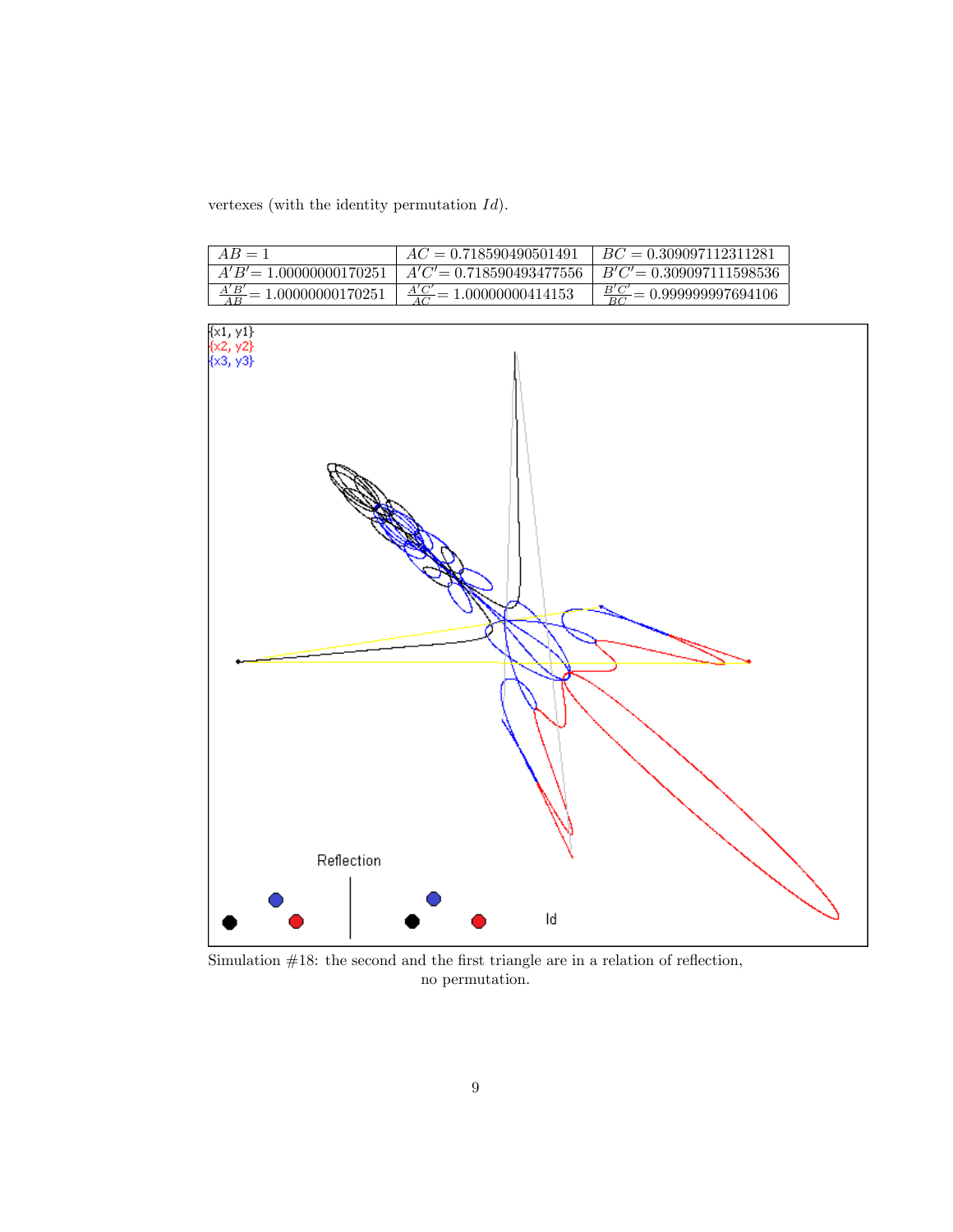vertexes (with the identity permutation $Id$).

| $AB = 1$ | $AC = 0.718590490501491$ | $BC = 0.309097112311281$ |
|---|---|---|
| $A'B' = 1.00000000170251$ | $A'C' = 0.718590493477556$ | $B'C' = 0.309097111598536$ |
| $\frac{A'B'}{AB} = 1.00000000170251$ | $\frac{A'C'}{AC} = 1.00000000414153$ | $\frac{B'C'}{BC} = 0.999999997694106$ |

Simulation #18: the second and the first triangle are in a relation of reflection, no permutation.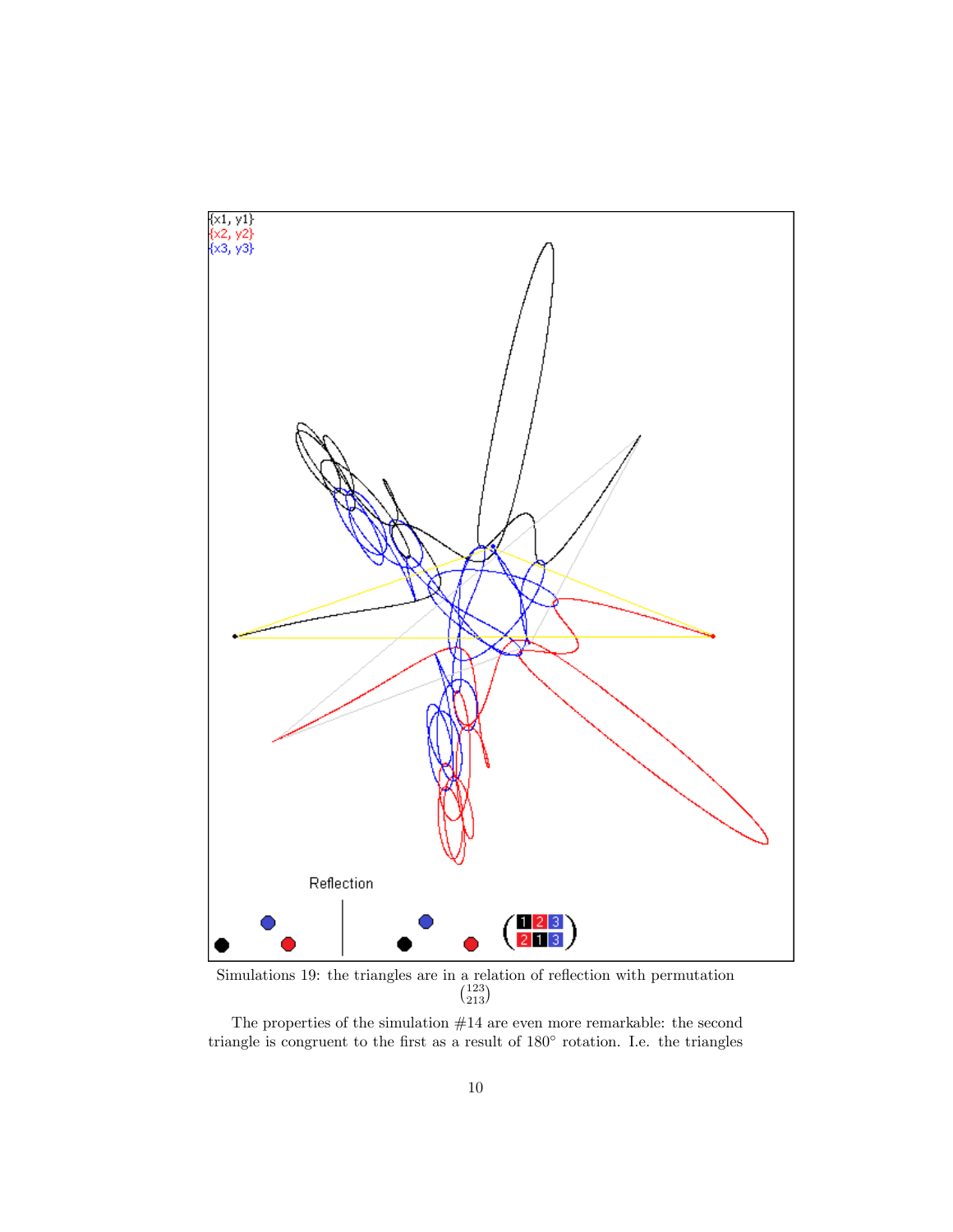Simulations 19: the triangles are in a relation of reflection with permutation $\binom{123}{213}$

The properties of the simulation #14 are even more remarkable: the second triangle is congruent to the first as a result of 180° rotation. I.e. the triangles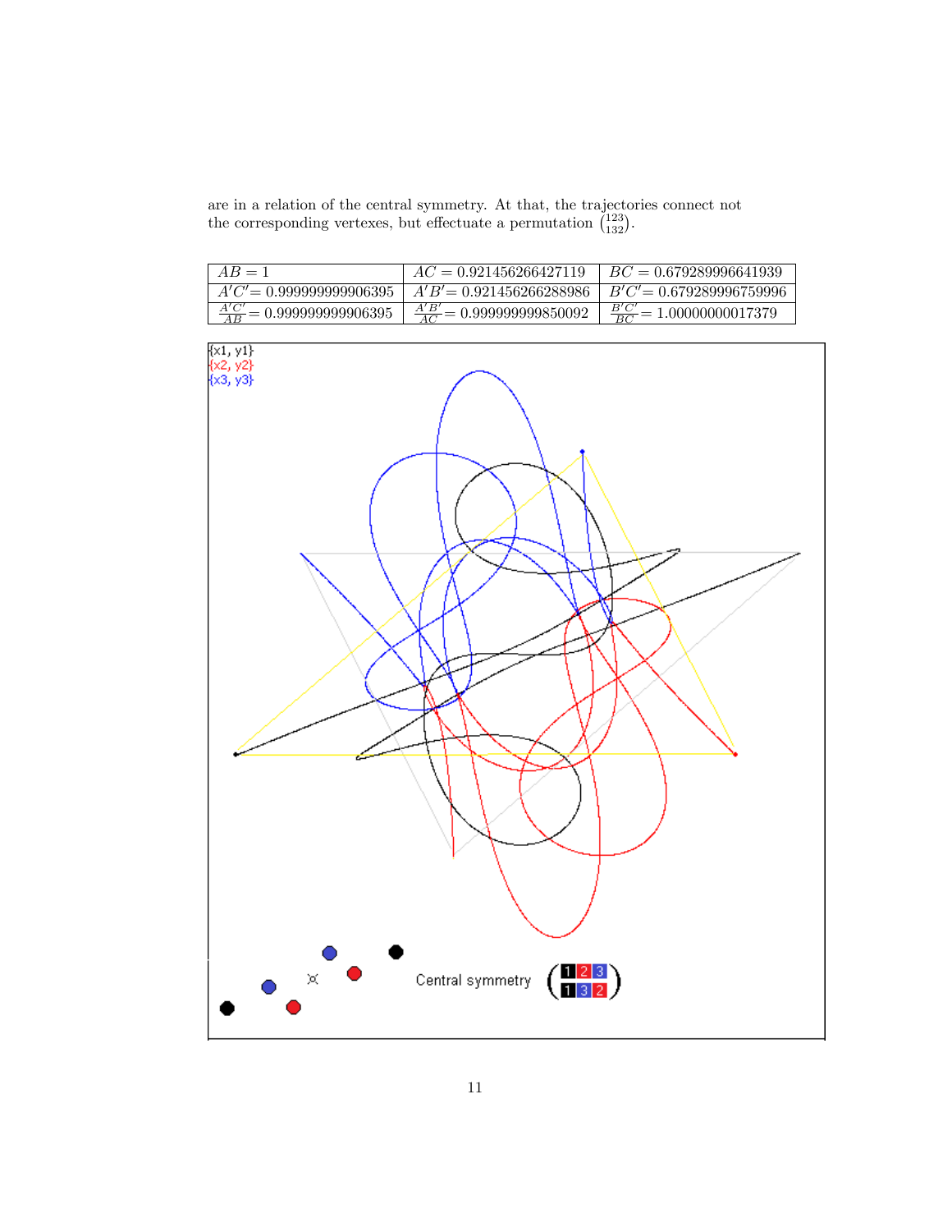are in a relation of the central symmetry. At that, the trajectories connect not the corresponding vertexes, but effectuate a permutation $\binom{123}{132}$.

| $AB = 1$ | $AC = 0.921456266427119$ | $BC = 0.679289996641939$ |
|---|---|---|
| $A'C' = 0.999999999906395$ | $A'B' = 0.921456266288986$ | $B'C' = 0.679289996759996$ |
| $\frac{A'C'}{AB} = 0.999999999906395$ | $\frac{A'B'}{AC} = 0.999999999850092$ | $\frac{B'C'}{BC} = 1.00000000017379$ |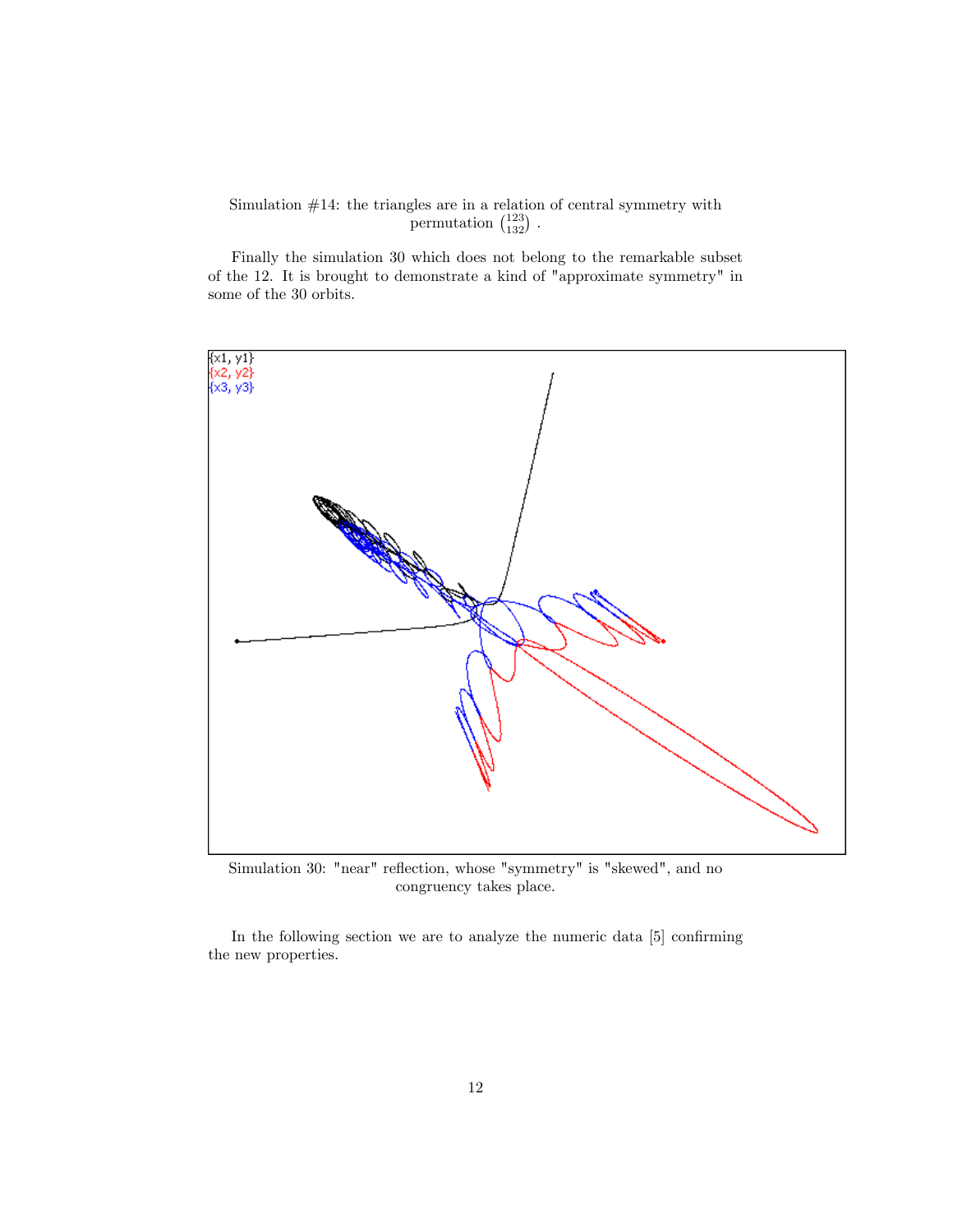Simulation #14: the triangles are in a relation of central symmetry with permutation $\binom{123}{132}$ .

Finally the simulation 30 which does not belong to the remarkable subset of the 12. It is brought to demonstrate a kind of "approximate symmetry" in some of the 30 orbits.

Simulation 30: "near" reflection, whose "symmetry" is "skewed", and no congruency takes place.

In the following section we are to analyze the numeric data [5] confirming the new properties.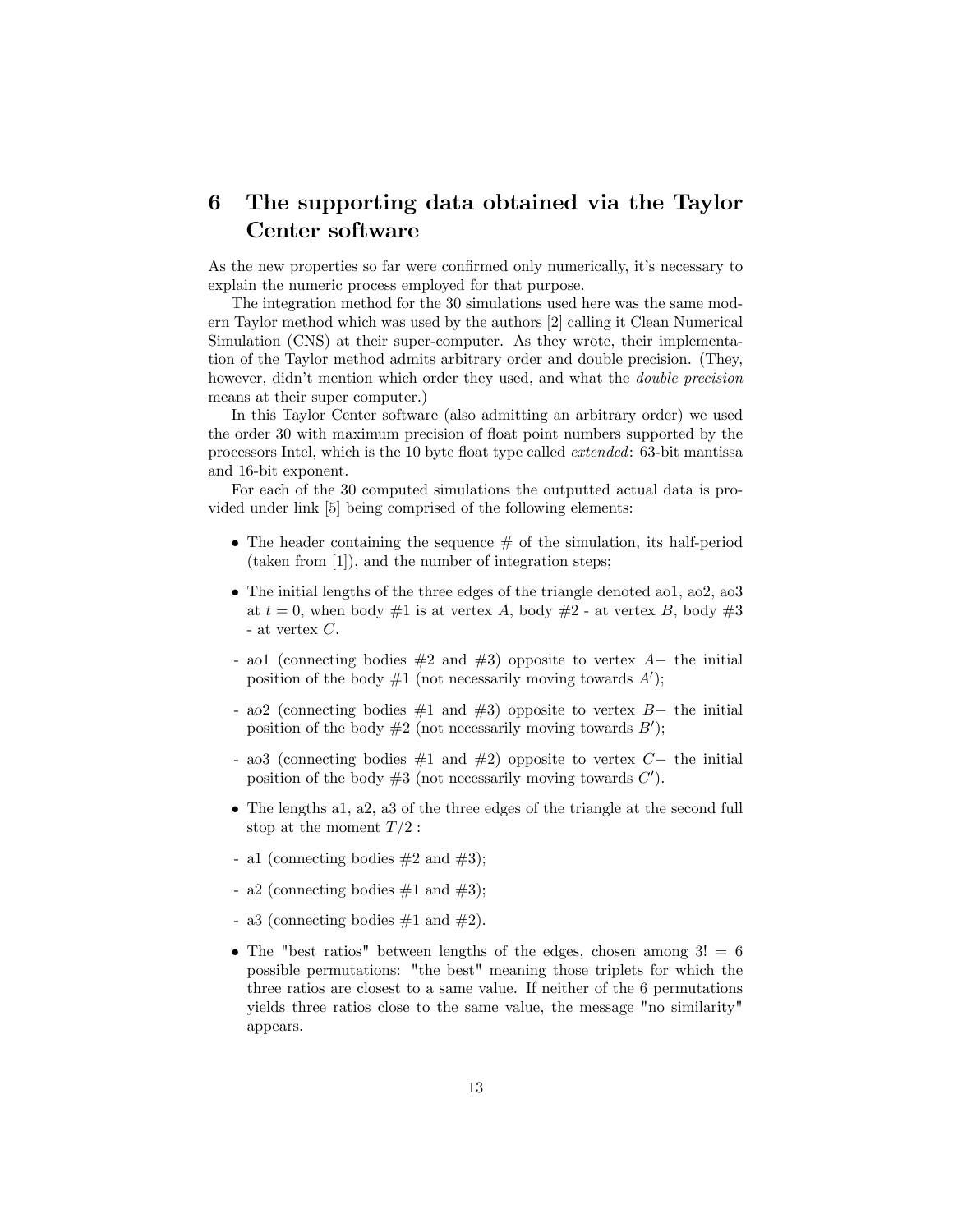## 6 The supporting data obtained via the Taylor Center software

As the new properties so far were confirmed only numerically, it's necessary to explain the numeric process employed for that purpose.

The integration method for the 30 simulations used here was the same modern Taylor method which was used by the authors [2] calling it Clean Numerical Simulation (CNS) at their super-computer. As they wrote, their implementation of the Taylor method admits arbitrary order and double precision. (They, however, didn't mention which order they used, and what the *double precision* means at their super computer.)

In this Taylor Center software (also admitting an arbitrary order) we used the order 30 with maximum precision of float point numbers supported by the processors Intel, which is the 10 byte float type called *extended*: 63-bit mantissa and 16-bit exponent.

For each of the 30 computed simulations the outputted actual data is provided under link [5] being comprised of the following elements:

- The header containing the sequence # of the simulation, its half-period (taken from [1]), and the number of integration steps;
- The initial lengths of the three edges of the triangle denoted ao1, ao2, ao3 at $t = 0$, when body #1 is at vertex $A$, body #2 - at vertex $B$, body #3 - at vertex $C$.

- ao1 (connecting bodies #2 and #3) opposite to vertex $A-$ the initial position of the body #1 (not necessarily moving towards $A'$);
- ao2 (connecting bodies #1 and #3) opposite to vertex $B-$ the initial position of the body #2 (not necessarily moving towards $B'$);
- ao3 (connecting bodies #1 and #2) opposite to vertex $C-$ the initial position of the body #3 (not necessarily moving towards $C'$).

- The lengths a1, a2, a3 of the three edges of the triangle at the second full stop at the moment $T/2$ :

- a1 (connecting bodies #2 and #3);
- a2 (connecting bodies #1 and #3);
- a3 (connecting bodies #1 and #2).

- The "best ratios" between lengths of the edges, chosen among $3! = 6$ possible permutations: "the best" meaning those triplets for which the three ratios are closest to a same value. If neither of the 6 permutations yields three ratios close to the same value, the message "no similarity" appears.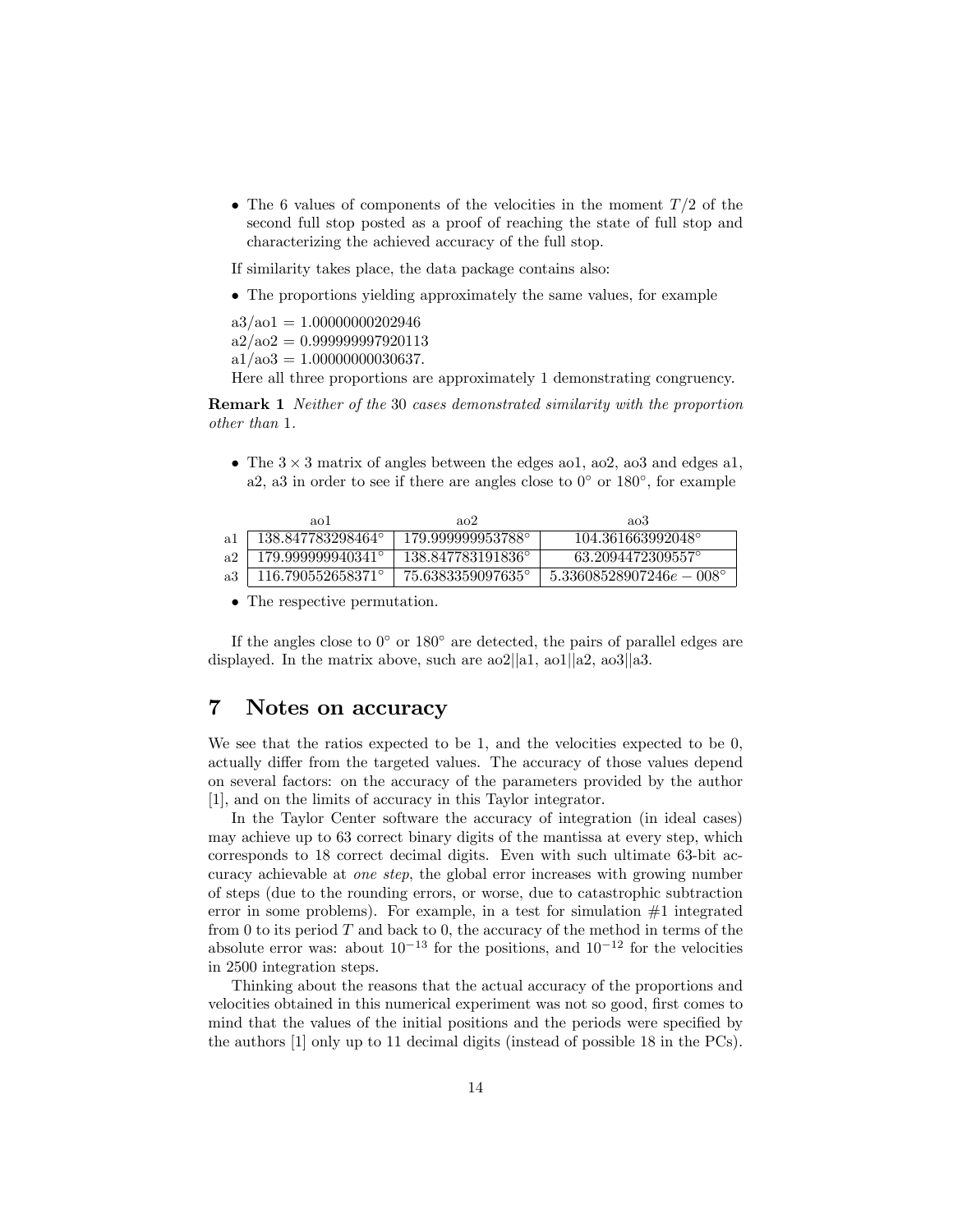- The 6 values of components of the velocities in the moment $T/2$ of the second full stop posted as a proof of reaching the state of full stop and characterizing the achieved accuracy of the full stop.

If similarity takes place, the data package contains also:

- The proportions yielding approximately the same values, for example

a3/ao1 = 1.00000000202946
a2/ao2 = 0.999999997920113
a1/ao3 = 1.00000000030637.
Here all three proportions are approximately 1 demonstrating congruency.

**Remark 1** *Neither of the 30 cases demonstrated similarity with the proportion other than 1.*

- The $3 \times 3$ matrix of angles between the edges ao1, ao2, ao3 and edges a1, a2, a3 in order to see if there are angles close to $0°$ or $180°$, for example

| | ao1 | ao2 | ao3 |
|---|---|---|---|
| a1 | 138.847783298464° | 179.999999953788° | 104.361663992048° |
| a2 | 179.999999940341° | 138.847783191836° | 63.2094472309557° |
| a3 | 116.790552658371° | 75.6383359097635° | 5.33608528907246e − 008° |

- The respective permutation.

If the angles close to $0°$ or $180°$ are detected, the pairs of parallel edges are displayed. In the matrix above, such are ao2||a1, ao1||a2, ao3||a3.

## 7 Notes on accuracy

We see that the ratios expected to be 1, and the velocities expected to be 0, actually differ from the targeted values. The accuracy of those values depend on several factors: on the accuracy of the parameters provided by the author [1], and on the limits of accuracy in this Taylor integrator.

In the Taylor Center software the accuracy of integration (in ideal cases) may achieve up to 63 correct binary digits of the mantissa at every step, which corresponds to 18 correct decimal digits. Even with such ultimate 63-bit accuracy achievable at *one step*, the global error increases with growing number of steps (due to the rounding errors, or worse, due to catastrophic subtraction error in some problems). For example, in a test for simulation #1 integrated from 0 to its period $T$ and back to 0, the accuracy of the method in terms of the absolute error was: about $10^{-13}$ for the positions, and $10^{-12}$ for the velocities in 2500 integration steps.

Thinking about the reasons that the actual accuracy of the proportions and velocities obtained in this numerical experiment was not so good, first comes to mind that the values of the initial positions and the periods were specified by the authors [1] only up to 11 decimal digits (instead of possible 18 in the PCs).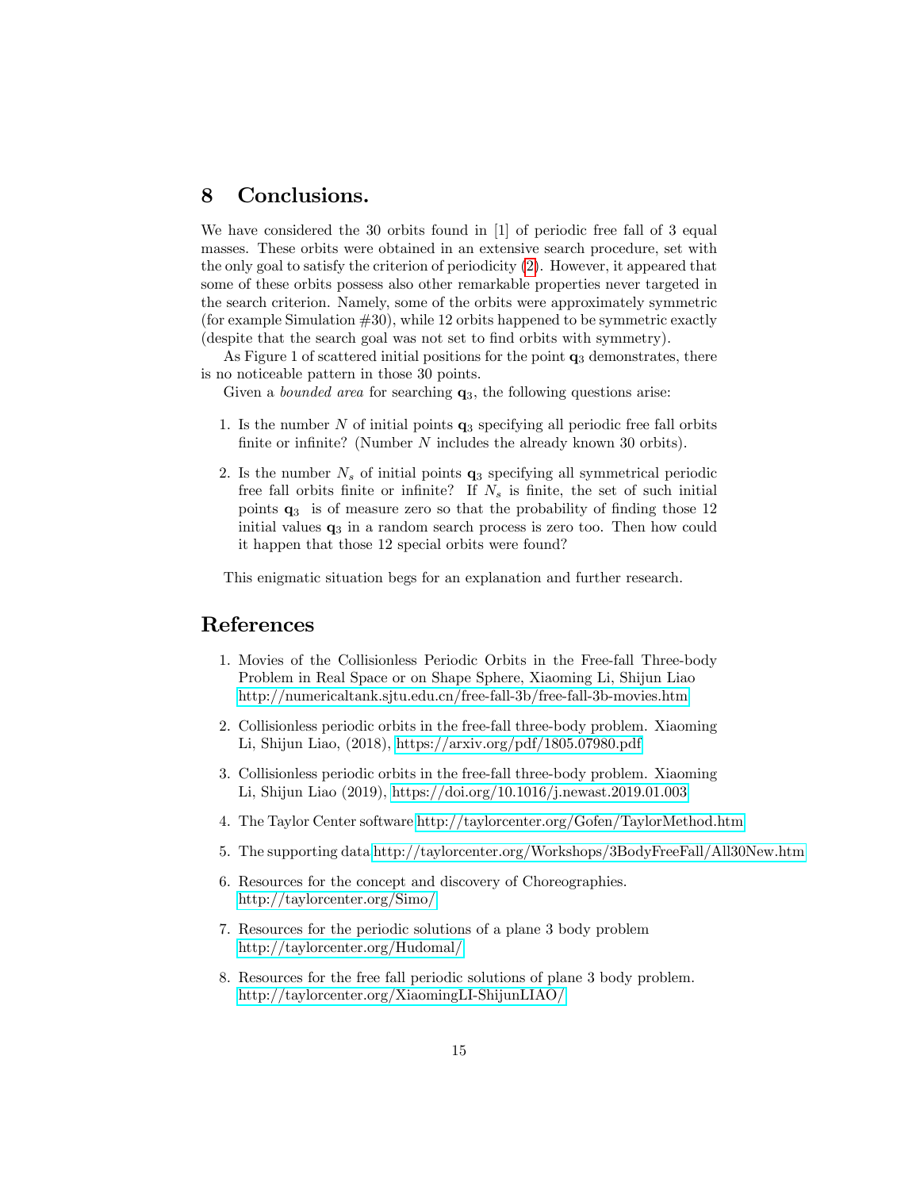## 8 Conclusions.

We have considered the 30 orbits found in [1] of periodic free fall of 3 equal masses. These orbits were obtained in an extensive search procedure, set with the only goal to satisfy the criterion of periodicity (2). However, it appeared that some of these orbits possess also other remarkable properties never targeted in the search criterion. Namely, some of the orbits were approximately symmetric (for example Simulation #30), while 12 orbits happened to be symmetric exactly (despite that the search goal was not set to find orbits with symmetry).

As Figure 1 of scattered initial positions for the point $\mathbf{q}_3$ demonstrates, there is no noticeable pattern in those 30 points.

Given a *bounded area* for searching $\mathbf{q}_3$, the following questions arise:

1. Is the number $N$ of initial points $\mathbf{q}_3$ specifying all periodic free fall orbits finite or infinite? (Number $N$ includes the already known 30 orbits).

2. Is the number $N_s$ of initial points $\mathbf{q}_3$ specifying all symmetrical periodic free fall orbits finite or infinite? If $N_s$ is finite, the set of such initial points $\mathbf{q}_3$ is of measure zero so that the probability of finding those 12 initial values $\mathbf{q}_3$ in a random search process is zero too. Then how could it happen that those 12 special orbits were found?

This enigmatic situation begs for an explanation and further research.

## References

1. Movies of the Collisionless Periodic Orbits in the Free-fall Three-body Problem in Real Space or on Shape Sphere, Xiaoming Li, Shijun Liao http://numericaltank.sjtu.edu.cn/free-fall-3b/free-fall-3b-movies.htm

2. Collisionless periodic orbits in the free-fall three-body problem. Xiaoming Li, Shijun Liao, (2018), https://arxiv.org/pdf/1805.07980.pdf

3. Collisionless periodic orbits in the free-fall three-body problem. Xiaoming Li, Shijun Liao (2019), https://doi.org/10.1016/j.newast.2019.01.003

4. The Taylor Center software http://taylorcenter.org/Gofen/TaylorMethod.htm

5. The supporting data http://taylorcenter.org/Workshops/3BodyFreeFall/All30New.htm

6. Resources for the concept and discovery of Choreographies. http://taylorcenter.org/Simo/

7. Resources for the periodic solutions of a plane 3 body problem http://taylorcenter.org/Hudomal/

8. Resources for the free fall periodic solutions of plane 3 body problem. http://taylorcenter.org/XiaomingLI-ShijunLIAO/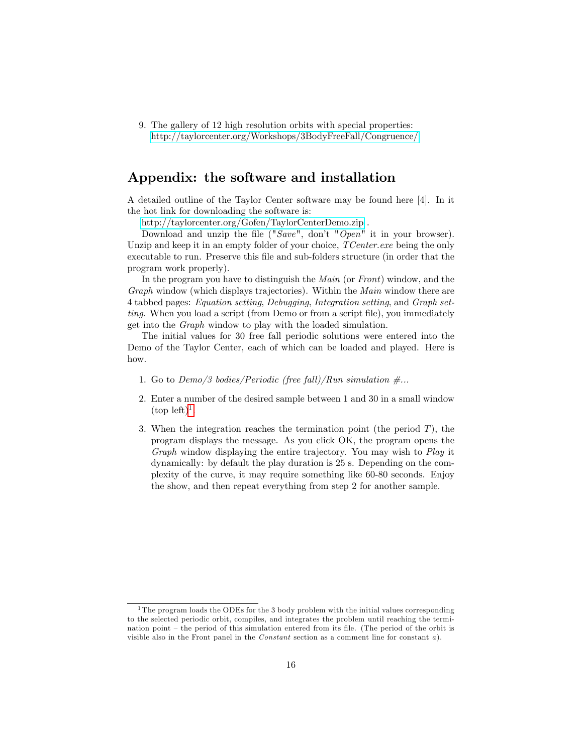9. The gallery of 12 high resolution orbits with special properties: http://taylorcenter.org/Workshops/3BodyFreeFall/Congruence/

## Appendix: the software and installation

A detailed outline of the Taylor Center software may be found here [4]. In it the hot link for downloading the software is:

http://taylorcenter.org/Gofen/TaylorCenterDemo.zip .

Download and unzip the file ("*Save*", don't "*Open*" it in your browser). Unzip and keep it in an empty folder of your choice, *TCenter.exe* being the only executable to run. Preserve this file and sub-folders structure (in order that the program work properly).

In the program you have to distinguish the *Main* (or *Front*) window, and the *Graph* window (which displays trajectories). Within the *Main* window there are 4 tabbed pages: *Equation setting*, *Debugging*, *Integration setting*, and *Graph setting*. When you load a script (from Demo or from a script file), you immediately get into the *Graph* window to play with the loaded simulation.

The initial values for 30 free fall periodic solutions were entered into the Demo of the Taylor Center, each of which can be loaded and played. Here is how.

1. Go to *Demo/3 bodies/Periodic (free fall)/Run simulation #...*

2. Enter a number of the desired sample between 1 and 30 in a small window (top left)[1].

3. When the integration reaches the termination point (the period $T$), the program displays the message. As you click OK, the program opens the *Graph* window displaying the entire trajectory. You may wish to *Play* it dynamically: by default the play duration is 25 s. Depending on the complexity of the curve, it may require something like 60-80 seconds. Enjoy the show, and then repeat everything from step 2 for another sample.

[1] The program loads the ODEs for the 3 body problem with the initial values corresponding to the selected periodic orbit, compiles, and integrates the problem until reaching the termination point – the period of this simulation entered from its file. (The period of the orbit is visible also in the Front panel in the *Constant* section as a comment line for constant $a$).